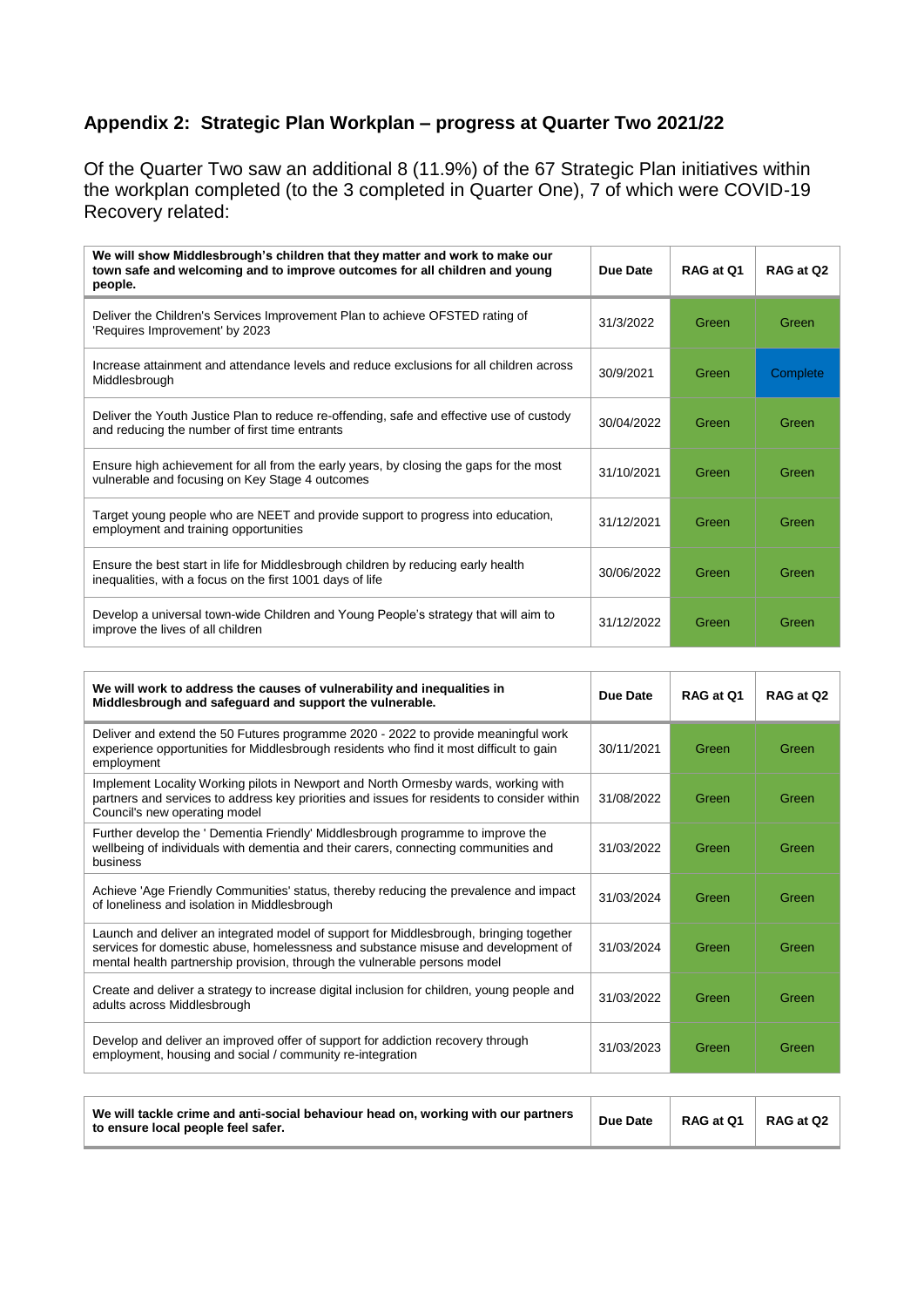## Appendix 2: Strategic Plan Workplan – progress at Quarter Two 2021/22

Of the Quarter Two saw an additional 8 (11.9%) of the 67 Strategic Plan initiatives within the workplan completed (to the 3 completed in Quarter One), 7 of which were COVID-19 Recovery related:

| **We will show Middlesbrough's children that they matter and work to make our town safe and welcoming and to improve outcomes for all children and young people.** | **Due Date** | **RAG at Q1** | **RAG at Q2** |
|---|---|---|---|
| Deliver the Children's Services Improvement Plan to achieve OFSTED rating of 'Requires Improvement' by 2023 | 31/3/2022 | Green | Green |
| Increase attainment and attendance levels and reduce exclusions for all children across Middlesbrough | 30/9/2021 | Green | Complete |
| Deliver the Youth Justice Plan to reduce re-offending, safe and effective use of custody and reducing the number of first time entrants | 30/04/2022 | Green | Green |
| Ensure high achievement for all from the early years, by closing the gaps for the most vulnerable and focusing on Key Stage 4 outcomes | 31/10/2021 | Green | Green |
| Target young people who are NEET and provide support to progress into education, employment and training opportunities | 31/12/2021 | Green | Green |
| Ensure the best start in life for Middlesbrough children by reducing early health inequalities, with a focus on the first 1001 days of life | 30/06/2022 | Green | Green |
| Develop a universal town-wide Children and Young People's strategy that will aim to improve the lives of all children | 31/12/2022 | Green | Green |

| **We will work to address the causes of vulnerability and inequalities in Middlesbrough and safeguard and support the vulnerable.** | **Due Date** | **RAG at Q1** | **RAG at Q2** |
|---|---|---|---|
| Deliver and extend the 50 Futures programme 2020 - 2022 to provide meaningful work experience opportunities for Middlesbrough residents who find it most difficult to gain employment | 30/11/2021 | Green | Green |
| Implement Locality Working pilots in Newport and North Ormesby wards, working with partners and services to address key priorities and issues for residents to consider within Council's new operating model | 31/08/2022 | Green | Green |
| Further develop the ' Dementia Friendly' Middlesbrough programme to improve the wellbeing of individuals with dementia and their carers, connecting communities and business | 31/03/2022 | Green | Green |
| Achieve 'Age Friendly Communities' status, thereby reducing the prevalence and impact of loneliness and isolation in Middlesbrough | 31/03/2024 | Green | Green |
| Launch and deliver an integrated model of support for Middlesbrough, bringing together services for domestic abuse, homelessness and substance misuse and development of mental health partnership provision, through the vulnerable persons model | 31/03/2024 | Green | Green |
| Create and deliver a strategy to increase digital inclusion for children, young people and adults across Middlesbrough | 31/03/2022 | Green | Green |
| Develop and deliver an improved offer of support for addiction recovery through employment, housing and social / community re-integration | 31/03/2023 | Green | Green |

| **We will tackle crime and anti-social behaviour head on, working with our partners to ensure local people feel safer.** | **Due Date** | **RAG at Q1** | **RAG at Q2** |
|---|---|---|---|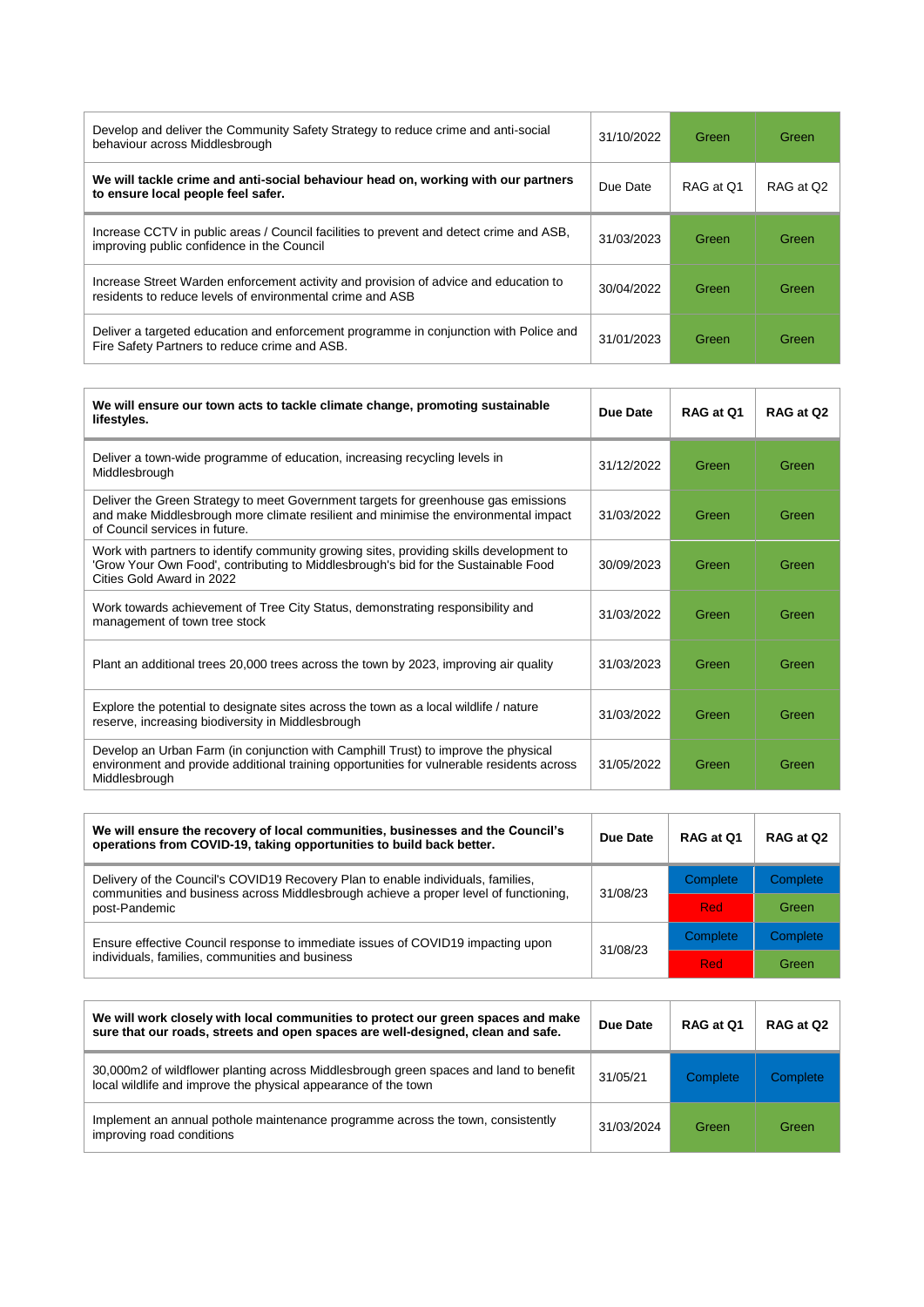| Develop and deliver the Community Safety Strategy to reduce crime and anti-social behaviour across Middlesbrough | 31/10/2022 | Green | Green |
|---|---|---|---|

| **We will tackle crime and anti-social behaviour head on, working with our partners to ensure local people feel safer.** | Due Date | RAG at Q1 | RAG at Q2 |
|---|---|---|---|
| Increase CCTV in public areas / Council facilities to prevent and detect crime and ASB, improving public confidence in the Council | 31/03/2023 | Green | Green |
| Increase Street Warden enforcement activity and provision of advice and education to residents to reduce levels of environmental crime and ASB | 30/04/2022 | Green | Green |
| Deliver a targeted education and enforcement programme in conjunction with Police and Fire Safety Partners to reduce crime and ASB. | 31/01/2023 | Green | Green |

| **We will ensure our town acts to tackle climate change, promoting sustainable lifestyles.** | **Due Date** | **RAG at Q1** | **RAG at Q2** |
|---|---|---|---|
| Deliver a town-wide programme of education, increasing recycling levels in Middlesbrough | 31/12/2022 | Green | Green |
| Deliver the Green Strategy to meet Government targets for greenhouse gas emissions and make Middlesbrough more climate resilient and minimise the environmental impact of Council services in future. | 31/03/2022 | Green | Green |
| Work with partners to identify community growing sites, providing skills development to 'Grow Your Own Food', contributing to Middlesbrough's bid for the Sustainable Food Cities Gold Award in 2022 | 30/09/2023 | Green | Green |
| Work towards achievement of Tree City Status, demonstrating responsibility and management of town tree stock | 31/03/2022 | Green | Green |
| Plant an additional trees 20,000 trees across the town by 2023, improving air quality | 31/03/2023 | Green | Green |
| Explore the potential to designate sites across the town as a local wildlife / nature reserve, increasing biodiversity in Middlesbrough | 31/03/2022 | Green | Green |
| Develop an Urban Farm (in conjunction with Camphill Trust) to improve the physical environment and provide additional training opportunities for vulnerable residents across Middlesbrough | 31/05/2022 | Green | Green |

| **We will ensure the recovery of local communities, businesses and the Council's operations from COVID-19, taking opportunities to build back better.** | **Due Date** | **RAG at Q1** | **RAG at Q2** |
|---|---|---|---|
| Delivery of the Council's COVID19 Recovery Plan to enable individuals, families, communities and business across Middlesbrough achieve a proper level of functioning, post-Pandemic | 31/08/23 | Complete | Complete |
| | | Red | Green |
| Ensure effective Council response to immediate issues of COVID19 impacting upon individuals, families, communities and business | 31/08/23 | Complete | Complete |
| | | Red | Green |

| **We will work closely with local communities to protect our green spaces and make sure that our roads, streets and open spaces are well-designed, clean and safe.** | **Due Date** | **RAG at Q1** | **RAG at Q2** |
|---|---|---|---|
| 30,000m2 of wildflower planting across Middlesbrough green spaces and land to benefit local wildlife and improve the physical appearance of the town | 31/05/21 | Complete | Complete |
| Implement an annual pothole maintenance programme across the town, consistently improving road conditions | 31/03/2024 | Green | Green |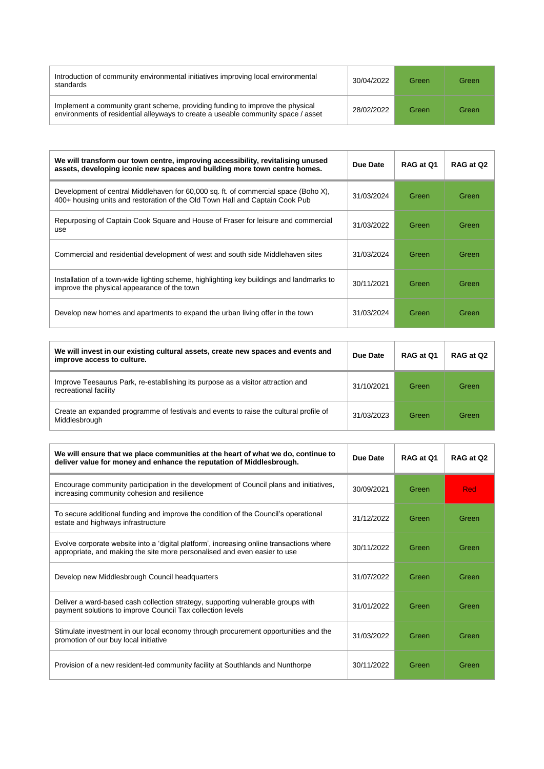| | | | |
|---|---|---|---|
| Introduction of community environmental initiatives improving local environmental standards | 30/04/2022 | Green | Green |
| Implement a community grant scheme, providing funding to improve the physical environments of residential alleyways to create a useable community space / asset | 28/02/2022 | Green | Green |

| **We will transform our town centre, improving accessibility, revitalising unused assets, developing iconic new spaces and building more town centre homes.** | **Due Date** | **RAG at Q1** | **RAG at Q2** |
|---|---|---|---|
| Development of central Middlehaven for 60,000 sq. ft. of commercial space (Boho X), 400+ housing units and restoration of the Old Town Hall and Captain Cook Pub | 31/03/2024 | Green | Green |
| Repurposing of Captain Cook Square and House of Fraser for leisure and commercial use | 31/03/2022 | Green | Green |
| Commercial and residential development of west and south side Middlehaven sites | 31/03/2024 | Green | Green |
| Installation of a town-wide lighting scheme, highlighting key buildings and landmarks to improve the physical appearance of the town | 30/11/2021 | Green | Green |
| Develop new homes and apartments to expand the urban living offer in the town | 31/03/2024 | Green | Green |

| **We will invest in our existing cultural assets, create new spaces and events and improve access to culture.** | **Due Date** | **RAG at Q1** | **RAG at Q2** |
|---|---|---|---|
| Improve Teesaurus Park, re-establishing its purpose as a visitor attraction and recreational facility | 31/10/2021 | Green | Green |
| Create an expanded programme of festivals and events to raise the cultural profile of Middlesbrough | 31/03/2023 | Green | Green |

| **We will ensure that we place communities at the heart of what we do, continue to deliver value for money and enhance the reputation of Middlesbrough.** | **Due Date** | **RAG at Q1** | **RAG at Q2** |
|---|---|---|---|
| Encourage community participation in the development of Council plans and initiatives, increasing community cohesion and resilience | 30/09/2021 | Green | Red |
| To secure additional funding and improve the condition of the Council's operational estate and highways infrastructure | 31/12/2022 | Green | Green |
| Evolve corporate website into a 'digital platform', increasing online transactions where appropriate, and making the site more personalised and even easier to use | 30/11/2022 | Green | Green |
| Develop new Middlesbrough Council headquarters | 31/07/2022 | Green | Green |
| Deliver a ward-based cash collection strategy, supporting vulnerable groups with payment solutions to improve Council Tax collection levels | 31/01/2022 | Green | Green |
| Stimulate investment in our local economy through procurement opportunities and the promotion of our buy local initiative | 31/03/2022 | Green | Green |
| Provision of a new resident-led community facility at Southlands and Nunthorpe | 30/11/2022 | Green | Green |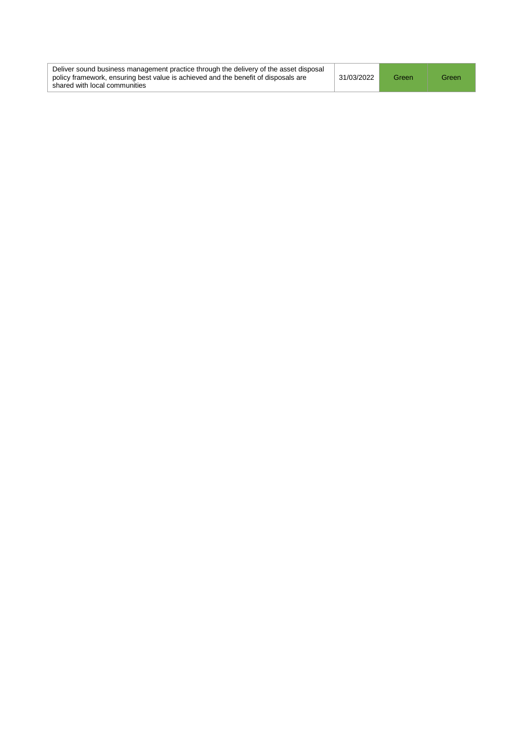| | | | |
|---|---|---|---|
| Deliver sound business management practice through the delivery of the asset disposal policy framework, ensuring best value is achieved and the benefit of disposals are shared with local communities | 31/03/2022 | Green | Green |